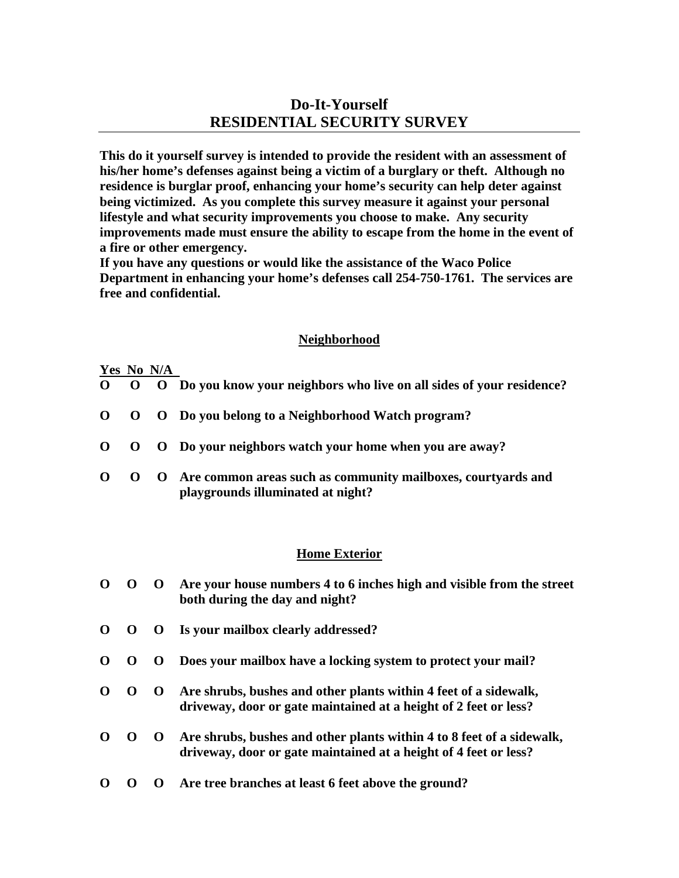# Do-It-Yourself
# RESIDENTIAL SECURITY SURVEY

**This do it yourself survey is intended to provide the resident with an assessment of his/her home's defenses against being a victim of a burglary or theft. Although no residence is burglar proof, enhancing your home's security can help deter against being victimized. As you complete this survey measure it against your personal lifestyle and what security improvements you choose to make. Any security improvements made must ensure the ability to escape from the home in the event of a fire or other emergency.**

**If you have any questions or would like the assistance of the Waco Police Department in enhancing your home's defenses call 254-750-1761. The services are free and confidential.**

## Neighborhood

| Yes | No | N/A | |
|---|---|---|---|
| O | O | O | Do you know your neighbors who live on all sides of your residence? |
| O | O | O | Do you belong to a Neighborhood Watch program? |
| O | O | O | Do your neighbors watch your home when you are away? |
| O | O | O | Are common areas such as community mailboxes, courtyards and playgrounds illuminated at night? |

## Home Exterior

| Yes | No | N/A | |
|---|---|---|---|
| O | O | O | Are your house numbers 4 to 6 inches high and visible from the street both during the day and night? |
| O | O | O | Is your mailbox clearly addressed? |
| O | O | O | Does your mailbox have a locking system to protect your mail? |
| O | O | O | Are shrubs, bushes and other plants within 4 feet of a sidewalk, driveway, door or gate maintained at a height of 2 feet or less? |
| O | O | O | Are shrubs, bushes and other plants within 4 to 8 feet of a sidewalk, driveway, door or gate maintained at a height of 4 feet or less? |
| O | O | O | Are tree branches at least 6 feet above the ground? |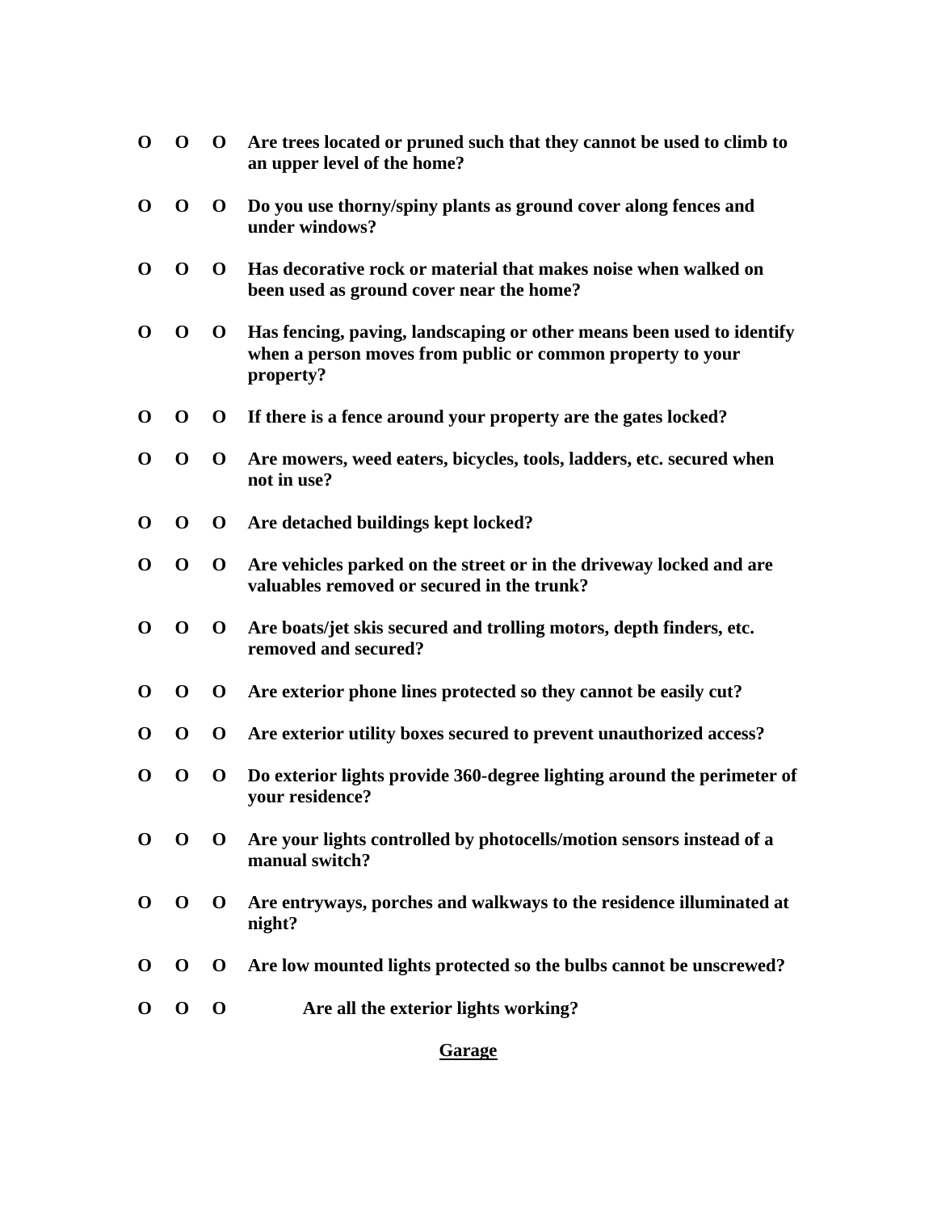**O O O Are trees located or pruned such that they cannot be used to climb to an upper level of the home?**

**O O O Do you use thorny/spiny plants as ground cover along fences and under windows?**

**O O O Has decorative rock or material that makes noise when walked on been used as ground cover near the home?**

**O O O Has fencing, paving, landscaping or other means been used to identify when a person moves from public or common property to your property?**

**O O O If there is a fence around your property are the gates locked?**

**O O O Are mowers, weed eaters, bicycles, tools, ladders, etc. secured when not in use?**

**O O O Are detached buildings kept locked?**

**O O O Are vehicles parked on the street or in the driveway locked and are valuables removed or secured in the trunk?**

**O O O Are boats/jet skis secured and trolling motors, depth finders, etc. removed and secured?**

**O O O Are exterior phone lines protected so they cannot be easily cut?**

**O O O Are exterior utility boxes secured to prevent unauthorized access?**

**O O O Do exterior lights provide 360-degree lighting around the perimeter of your residence?**

**O O O Are your lights controlled by photocells/motion sensors instead of a manual switch?**

**O O O Are entryways, porches and walkways to the residence illuminated at night?**

**O O O Are low mounted lights protected so the bulbs cannot be unscrewed?**

**O O O Are all the exterior lights working?**

## Garage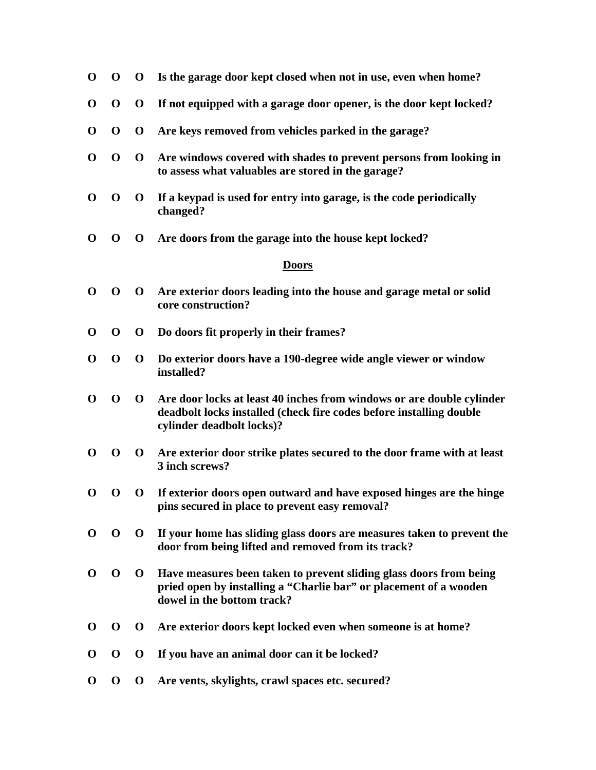**O O O Is the garage door kept closed when not in use, even when home?**

**O O O If not equipped with a garage door opener, is the door kept locked?**

**O O O Are keys removed from vehicles parked in the garage?**

**O O O Are windows covered with shades to prevent persons from looking in to assess what valuables are stored in the garage?**

**O O O If a keypad is used for entry into garage, is the code periodically changed?**

**O O O Are doors from the garage into the house kept locked?**

## Doors

**O O O Are exterior doors leading into the house and garage metal or solid core construction?**

**O O O Do doors fit properly in their frames?**

**O O O Do exterior doors have a 190-degree wide angle viewer or window installed?**

**O O O Are door locks at least 40 inches from windows or are double cylinder deadbolt locks installed (check fire codes before installing double cylinder deadbolt locks)?**

**O O O Are exterior door strike plates secured to the door frame with at least 3 inch screws?**

**O O O If exterior doors open outward and have exposed hinges are the hinge pins secured in place to prevent easy removal?**

**O O O If your home has sliding glass doors are measures taken to prevent the door from being lifted and removed from its track?**

**O O O Have measures been taken to prevent sliding glass doors from being pried open by installing a "Charlie bar" or placement of a wooden dowel in the bottom track?**

**O O O Are exterior doors kept locked even when someone is at home?**

**O O O If you have an animal door can it be locked?**

**O O O Are vents, skylights, crawl spaces etc. secured?**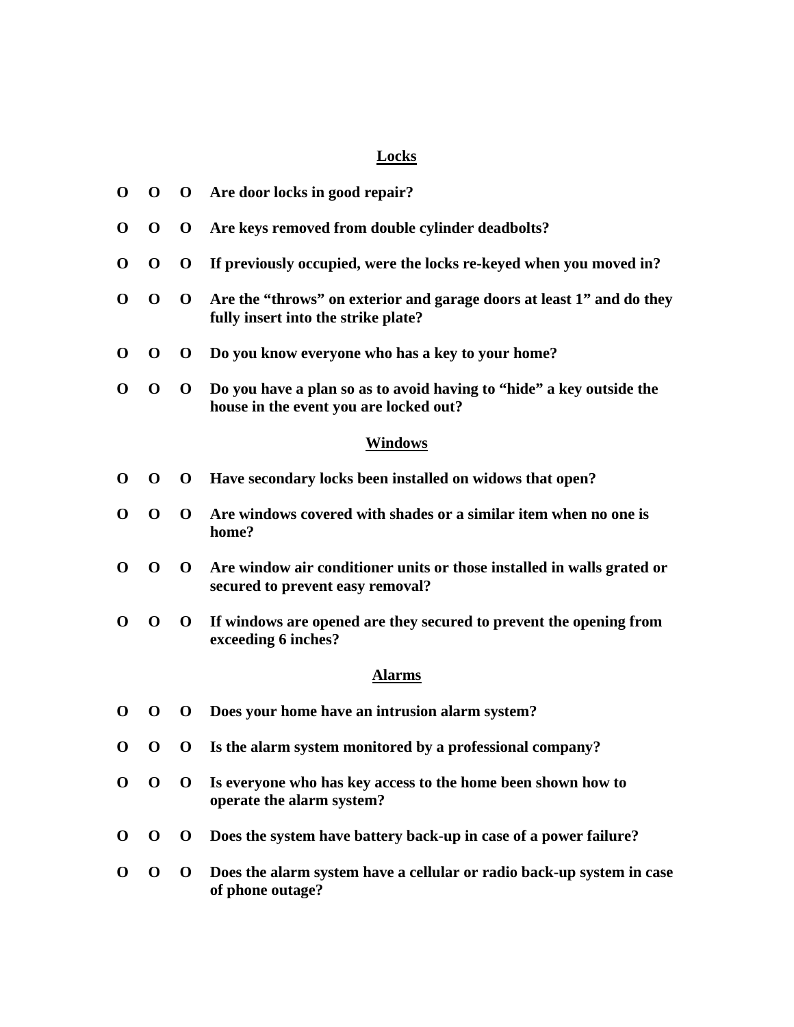## Locks

**O O O Are door locks in good repair?**

**O O O Are keys removed from double cylinder deadbolts?**

**O O O If previously occupied, were the locks re-keyed when you moved in?**

**O O O Are the "throws" on exterior and garage doors at least 1" and do they fully insert into the strike plate?**

**O O O Do you know everyone who has a key to your home?**

**O O O Do you have a plan so as to avoid having to "hide" a key outside the house in the event you are locked out?**

## Windows

**O O O Have secondary locks been installed on widows that open?**

**O O O Are windows covered with shades or a similar item when no one is home?**

**O O O Are window air conditioner units or those installed in walls grated or secured to prevent easy removal?**

**O O O If windows are opened are they secured to prevent the opening from exceeding 6 inches?**

## Alarms

**O O O Does your home have an intrusion alarm system?**

**O O O Is the alarm system monitored by a professional company?**

**O O O Is everyone who has key access to the home been shown how to operate the alarm system?**

**O O O Does the system have battery back-up in case of a power failure?**

**O O O Does the alarm system have a cellular or radio back-up system in case of phone outage?**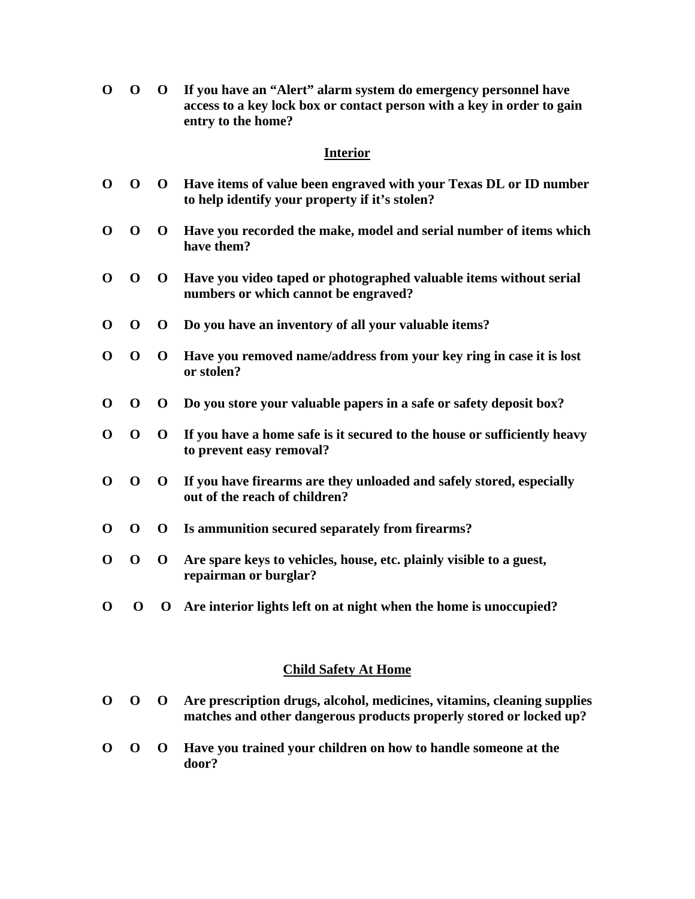**O O O If you have an "Alert" alarm system do emergency personnel have access to a key lock box or contact person with a key in order to gain entry to the home?**

## Interior

**O O O Have items of value been engraved with your Texas DL or ID number to help identify your property if it's stolen?**

**O O O Have you recorded the make, model and serial number of items which have them?**

**O O O Have you video taped or photographed valuable items without serial numbers or which cannot be engraved?**

**O O O Do you have an inventory of all your valuable items?**

**O O O Have you removed name/address from your key ring in case it is lost or stolen?**

**O O O Do you store your valuable papers in a safe or safety deposit box?**

**O O O If you have a home safe is it secured to the house or sufficiently heavy to prevent easy removal?**

**O O O If you have firearms are they unloaded and safely stored, especially out of the reach of children?**

**O O O Is ammunition secured separately from firearms?**

**O O O Are spare keys to vehicles, house, etc. plainly visible to a guest, repairman or burglar?**

**O O O Are interior lights left on at night when the home is unoccupied?**

## Child Safety At Home

**O O O Are prescription drugs, alcohol, medicines, vitamins, cleaning supplies matches and other dangerous products properly stored or locked up?**

**O O O Have you trained your children on how to handle someone at the door?**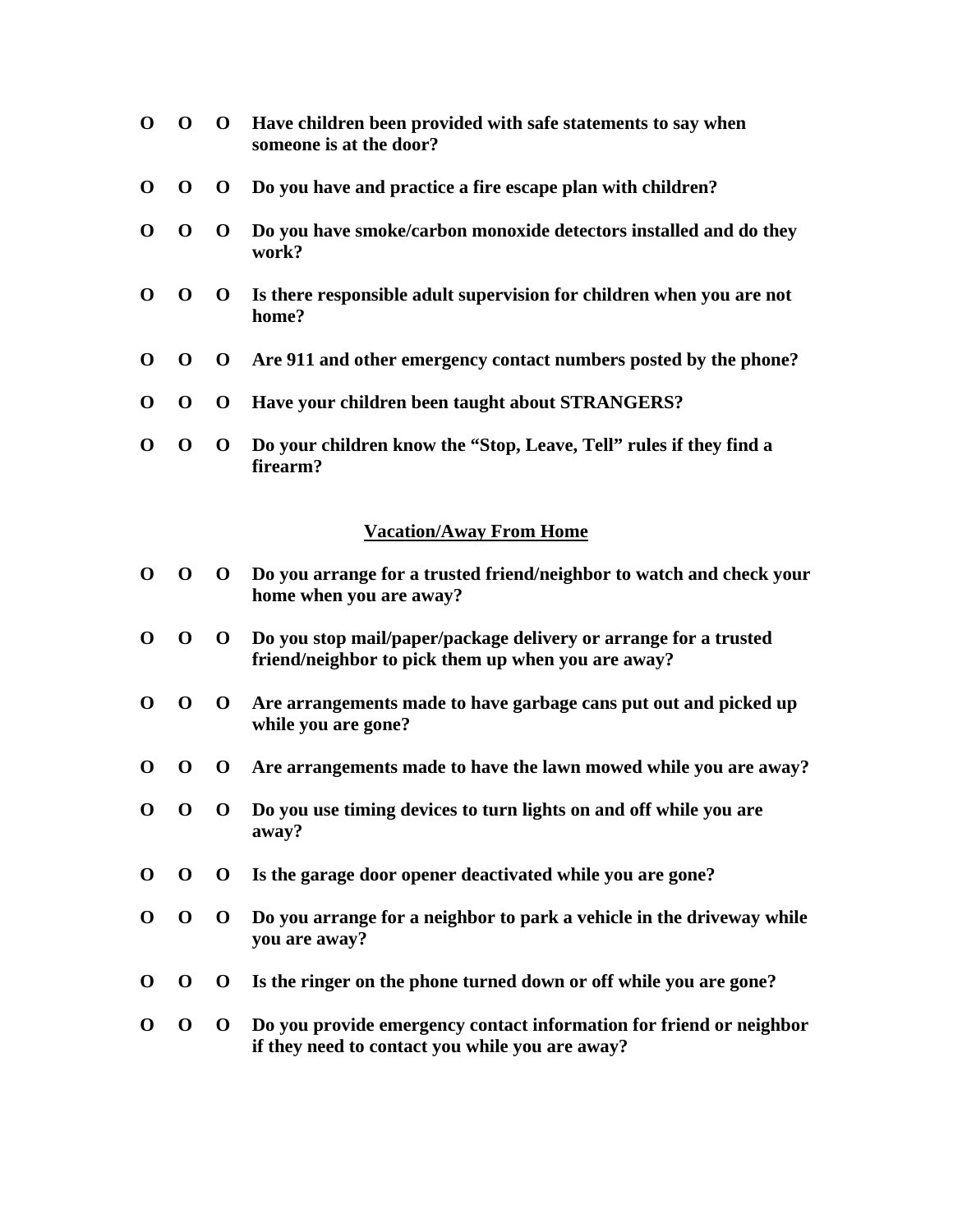O O O **Have children been provided with safe statements to say when someone is at the door?**

O O O **Do you have and practice a fire escape plan with children?**

O O O **Do you have smoke/carbon monoxide detectors installed and do they work?**

O O O **Is there responsible adult supervision for children when you are not home?**

O O O **Are 911 and other emergency contact numbers posted by the phone?**

O O O **Have your children been taught about STRANGERS?**

O O O **Do your children know the "Stop, Leave, Tell" rules if they find a firearm?**

## Vacation/Away From Home

O O O **Do you arrange for a trusted friend/neighbor to watch and check your home when you are away?**

O O O **Do you stop mail/paper/package delivery or arrange for a trusted friend/neighbor to pick them up when you are away?**

O O O **Are arrangements made to have garbage cans put out and picked up while you are gone?**

O O O **Are arrangements made to have the lawn mowed while you are away?**

O O O **Do you use timing devices to turn lights on and off while you are away?**

O O O **Is the garage door opener deactivated while you are gone?**

O O O **Do you arrange for a neighbor to park a vehicle in the driveway while you are away?**

O O O **Is the ringer on the phone turned down or off while you are gone?**

O O O **Do you provide emergency contact information for friend or neighbor if they need to contact you while you are away?**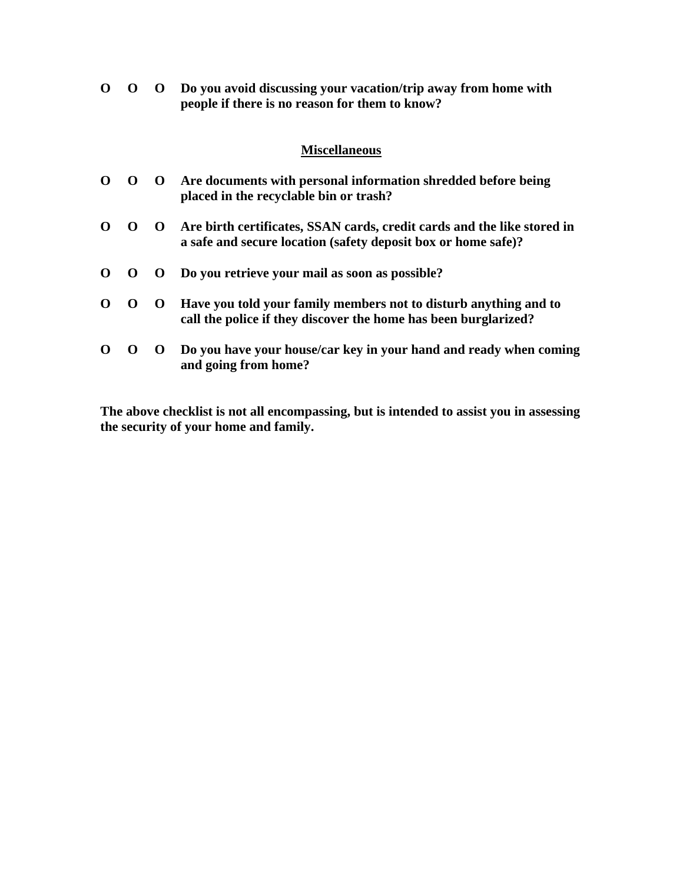O O O **Do you avoid discussing your vacation/trip away from home with people if there is no reason for them to know?**

## Miscellaneous

O O O **Are documents with personal information shredded before being placed in the recyclable bin or trash?**

O O O **Are birth certificates, SSAN cards, credit cards and the like stored in a safe and secure location (safety deposit box or home safe)?**

O O O **Do you retrieve your mail as soon as possible?**

O O O **Have you told your family members not to disturb anything and to call the police if they discover the home has been burglarized?**

O O O **Do you have your house/car key in your hand and ready when coming and going from home?**

**The above checklist is not all encompassing, but is intended to assist you in assessing the security of your home and family.**